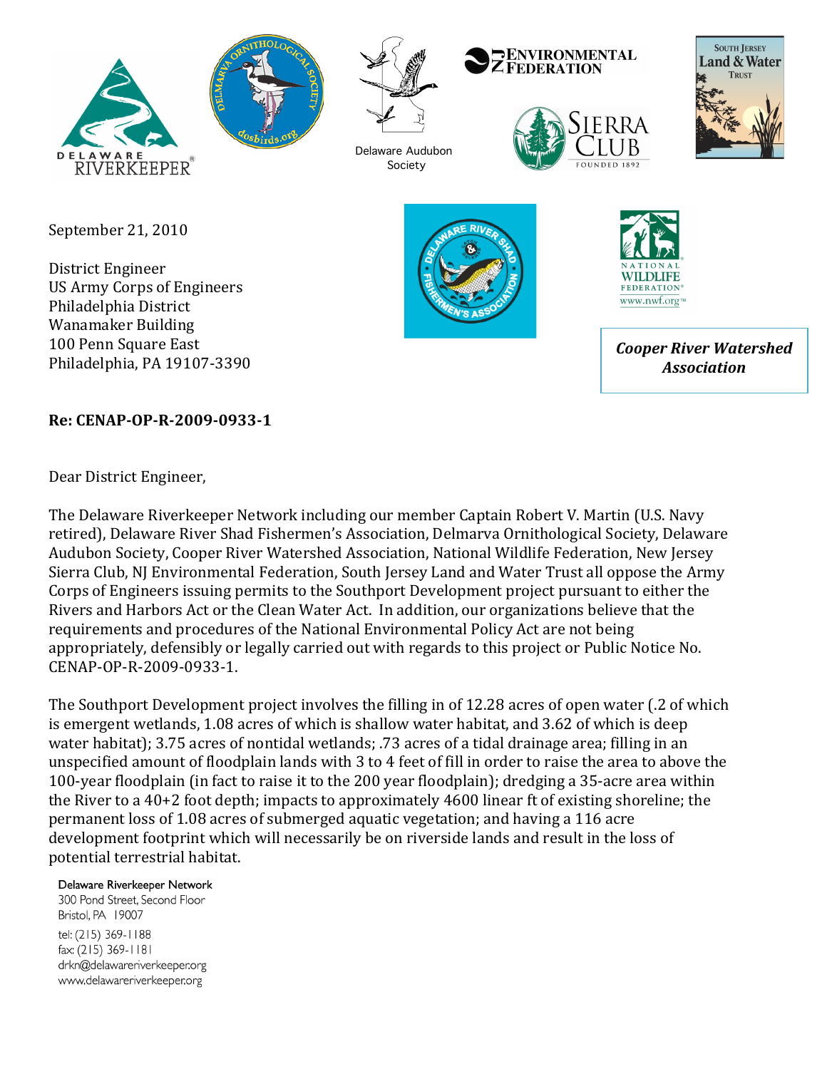Delaware Audubon Society

Cooper River Watershed Association

September 21, 2010

District Engineer
US Army Corps of Engineers
Philadelphia District
Wanamaker Building
100 Penn Square East
Philadelphia, PA 19107-3390

**Re: CENAP-OP-R-2009-0933-1**

Dear District Engineer,

The Delaware Riverkeeper Network including our member Captain Robert V. Martin (U.S. Navy retired), Delaware River Shad Fishermen's Association, Delmarva Ornithological Society, Delaware Audubon Society, Cooper River Watershed Association, National Wildlife Federation, New Jersey Sierra Club, NJ Environmental Federation, South Jersey Land and Water Trust all oppose the Army Corps of Engineers issuing permits to the Southport Development project pursuant to either the Rivers and Harbors Act or the Clean Water Act. In addition, our organizations believe that the requirements and procedures of the National Environmental Policy Act are not being appropriately, defensibly or legally carried out with regards to this project or Public Notice No. CENAP-OP-R-2009-0933-1.

The Southport Development project involves the filling in of 12.28 acres of open water (.2 of which is emergent wetlands, 1.08 acres of which is shallow water habitat, and 3.62 of which is deep water habitat); 3.75 acres of nontidal wetlands; .73 acres of a tidal drainage area; filling in an unspecified amount of floodplain lands with 3 to 4 feet of fill in order to raise the area to above the 100-year floodplain (in fact to raise it to the 200 year floodplain); dredging a 35-acre area within the River to a 40+2 foot depth; impacts to approximately 4600 linear ft of existing shoreline; the permanent loss of 1.08 acres of submerged aquatic vegetation; and having a 116 acre development footprint which will necessarily be on riverside lands and result in the loss of potential terrestrial habitat.

Delaware Riverkeeper Network
300 Pond Street, Second Floor
Bristol, PA 19007
tel: (215) 369-1188
fax: (215) 369-1181
drkn@delawareriverkeeper.org
www.delawareriverkeeper.org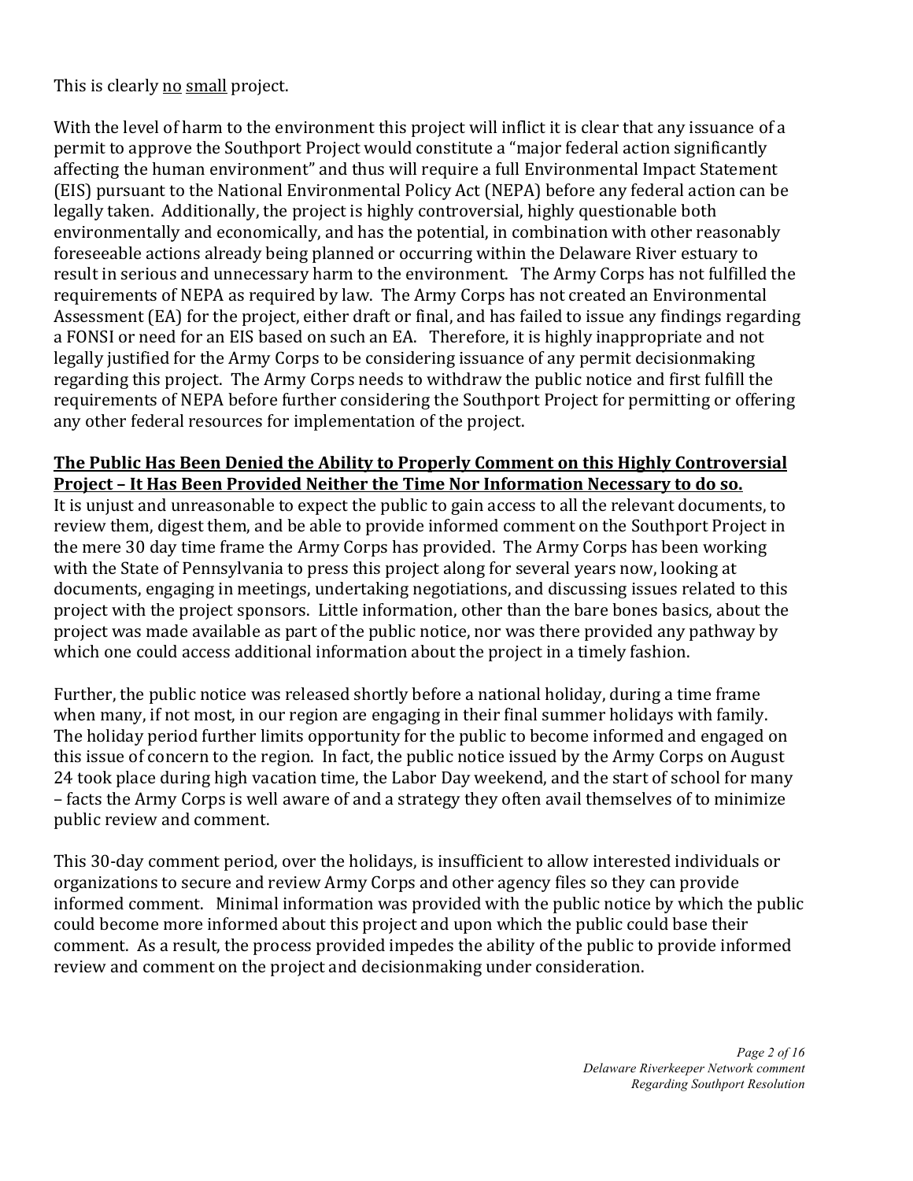This is clearly <u>no</u> <u>small</u> project.

With the level of harm to the environment this project will inflict it is clear that any issuance of a permit to approve the Southport Project would constitute a "major federal action significantly affecting the human environment" and thus will require a full Environmental Impact Statement (EIS) pursuant to the National Environmental Policy Act (NEPA) before any federal action can be legally taken. Additionally, the project is highly controversial, highly questionable both environmentally and economically, and has the potential, in combination with other reasonably foreseeable actions already being planned or occurring within the Delaware River estuary to result in serious and unnecessary harm to the environment. The Army Corps has not fulfilled the requirements of NEPA as required by law. The Army Corps has not created an Environmental Assessment (EA) for the project, either draft or final, and has failed to issue any findings regarding a FONSI or need for an EIS based on such an EA. Therefore, it is highly inappropriate and not legally justified for the Army Corps to be considering issuance of any permit decisionmaking regarding this project. The Army Corps needs to withdraw the public notice and first fulfill the requirements of NEPA before further considering the Southport Project for permitting or offering any other federal resources for implementation of the project.

**<u>The Public Has Been Denied the Ability to Properly Comment on this Highly Controversial Project – It Has Been Provided Neither the Time Nor Information Necessary to do so.</u>**

It is unjust and unreasonable to expect the public to gain access to all the relevant documents, to review them, digest them, and be able to provide informed comment on the Southport Project in the mere 30 day time frame the Army Corps has provided. The Army Corps has been working with the State of Pennsylvania to press this project along for several years now, looking at documents, engaging in meetings, undertaking negotiations, and discussing issues related to this project with the project sponsors. Little information, other than the bare bones basics, about the project was made available as part of the public notice, nor was there provided any pathway by which one could access additional information about the project in a timely fashion.

Further, the public notice was released shortly before a national holiday, during a time frame when many, if not most, in our region are engaging in their final summer holidays with family. The holiday period further limits opportunity for the public to become informed and engaged on this issue of concern to the region. In fact, the public notice issued by the Army Corps on August 24 took place during high vacation time, the Labor Day weekend, and the start of school for many – facts the Army Corps is well aware of and a strategy they often avail themselves of to minimize public review and comment.

This 30-day comment period, over the holidays, is insufficient to allow interested individuals or organizations to secure and review Army Corps and other agency files so they can provide informed comment. Minimal information was provided with the public notice by which the public could become more informed about this project and upon which the public could base their comment. As a result, the process provided impedes the ability of the public to provide informed review and comment on the project and decisionmaking under consideration.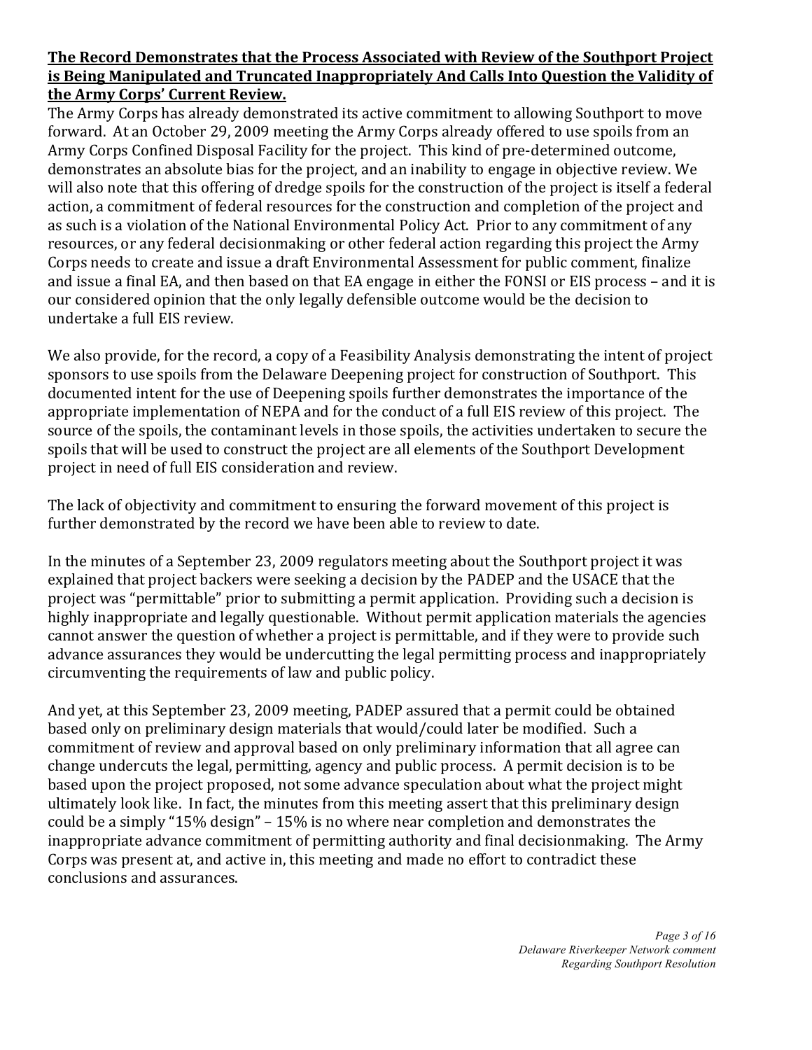**The Record Demonstrates that the Process Associated with Review of the Southport Project is Being Manipulated and Truncated Inappropriately And Calls Into Question the Validity of the Army Corps' Current Review.**

The Army Corps has already demonstrated its active commitment to allowing Southport to move forward. At an October 29, 2009 meeting the Army Corps already offered to use spoils from an Army Corps Confined Disposal Facility for the project. This kind of pre-determined outcome, demonstrates an absolute bias for the project, and an inability to engage in objective review. We will also note that this offering of dredge spoils for the construction of the project is itself a federal action, a commitment of federal resources for the construction and completion of the project and as such is a violation of the National Environmental Policy Act. Prior to any commitment of any resources, or any federal decisionmaking or other federal action regarding this project the Army Corps needs to create and issue a draft Environmental Assessment for public comment, finalize and issue a final EA, and then based on that EA engage in either the FONSI or EIS process – and it is our considered opinion that the only legally defensible outcome would be the decision to undertake a full EIS review.

We also provide, for the record, a copy of a Feasibility Analysis demonstrating the intent of project sponsors to use spoils from the Delaware Deepening project for construction of Southport. This documented intent for the use of Deepening spoils further demonstrates the importance of the appropriate implementation of NEPA and for the conduct of a full EIS review of this project. The source of the spoils, the contaminant levels in those spoils, the activities undertaken to secure the spoils that will be used to construct the project are all elements of the Southport Development project in need of full EIS consideration and review.

The lack of objectivity and commitment to ensuring the forward movement of this project is further demonstrated by the record we have been able to review to date.

In the minutes of a September 23, 2009 regulators meeting about the Southport project it was explained that project backers were seeking a decision by the PADEP and the USACE that the project was "permittable" prior to submitting a permit application. Providing such a decision is highly inappropriate and legally questionable. Without permit application materials the agencies cannot answer the question of whether a project is permittable, and if they were to provide such advance assurances they would be undercutting the legal permitting process and inappropriately circumventing the requirements of law and public policy.

And yet, at this September 23, 2009 meeting, PADEP assured that a permit could be obtained based only on preliminary design materials that would/could later be modified. Such a commitment of review and approval based on only preliminary information that all agree can change undercuts the legal, permitting, agency and public process. A permit decision is to be based upon the project proposed, not some advance speculation about what the project might ultimately look like. In fact, the minutes from this meeting assert that this preliminary design could be a simply "15% design" – 15% is no where near completion and demonstrates the inappropriate advance commitment of permitting authority and final decisionmaking. The Army Corps was present at, and active in, this meeting and made no effort to contradict these conclusions and assurances.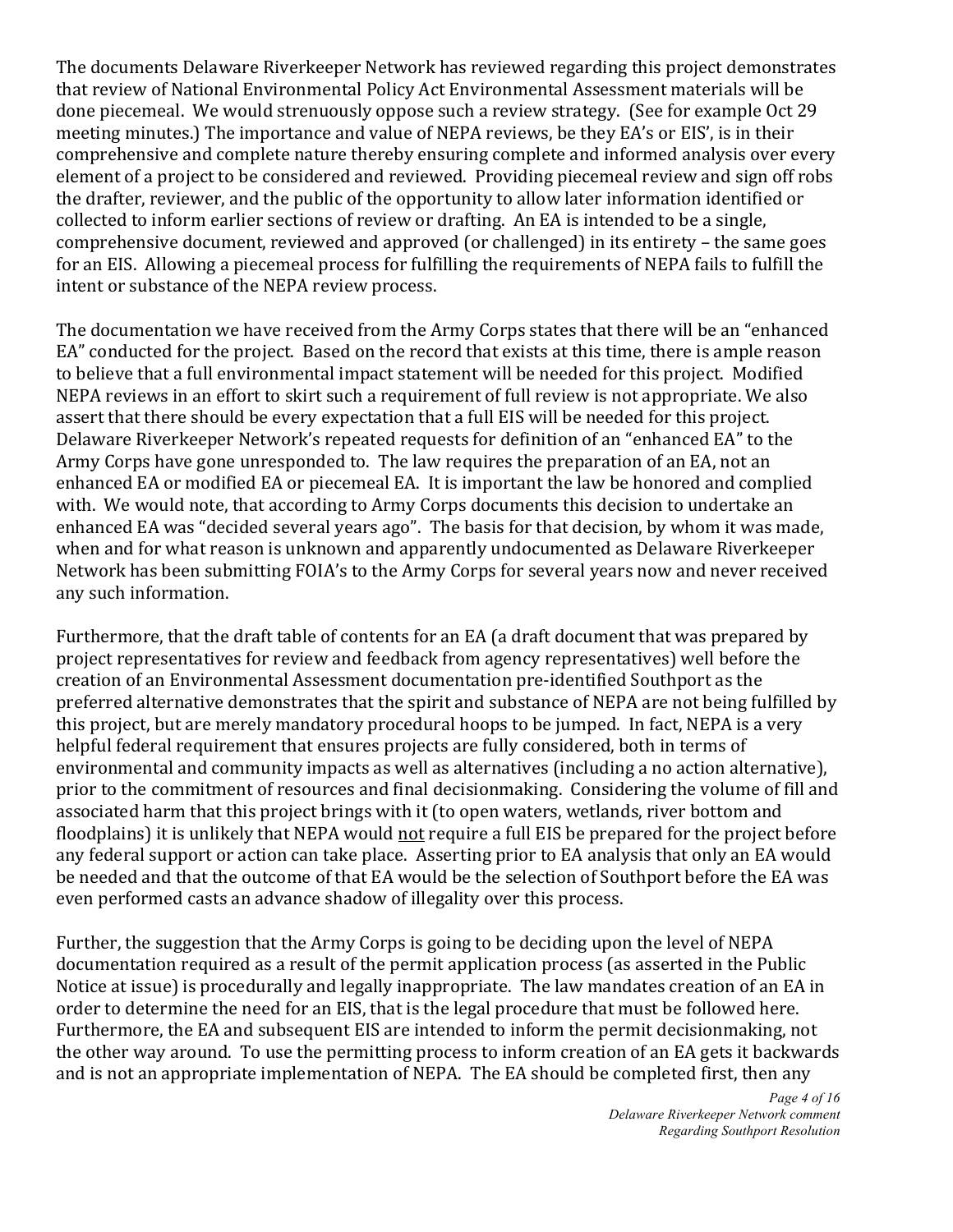The documents Delaware Riverkeeper Network has reviewed regarding this project demonstrates that review of National Environmental Policy Act Environmental Assessment materials will be done piecemeal. We would strenuously oppose such a review strategy. (See for example Oct 29 meeting minutes.) The importance and value of NEPA reviews, be they EA's or EIS', is in their comprehensive and complete nature thereby ensuring complete and informed analysis over every element of a project to be considered and reviewed. Providing piecemeal review and sign off robs the drafter, reviewer, and the public of the opportunity to allow later information identified or collected to inform earlier sections of review or drafting. An EA is intended to be a single, comprehensive document, reviewed and approved (or challenged) in its entirety – the same goes for an EIS. Allowing a piecemeal process for fulfilling the requirements of NEPA fails to fulfill the intent or substance of the NEPA review process.

The documentation we have received from the Army Corps states that there will be an "enhanced EA" conducted for the project. Based on the record that exists at this time, there is ample reason to believe that a full environmental impact statement will be needed for this project. Modified NEPA reviews in an effort to skirt such a requirement of full review is not appropriate. We also assert that there should be every expectation that a full EIS will be needed for this project. Delaware Riverkeeper Network's repeated requests for definition of an "enhanced EA" to the Army Corps have gone unresponded to. The law requires the preparation of an EA, not an enhanced EA or modified EA or piecemeal EA. It is important the law be honored and complied with. We would note, that according to Army Corps documents this decision to undertake an enhanced EA was "decided several years ago". The basis for that decision, by whom it was made, when and for what reason is unknown and apparently undocumented as Delaware Riverkeeper Network has been submitting FOIA's to the Army Corps for several years now and never received any such information.

Furthermore, that the draft table of contents for an EA (a draft document that was prepared by project representatives for review and feedback from agency representatives) well before the creation of an Environmental Assessment documentation pre-identified Southport as the preferred alternative demonstrates that the spirit and substance of NEPA are not being fulfilled by this project, but are merely mandatory procedural hoops to be jumped. In fact, NEPA is a very helpful federal requirement that ensures projects are fully considered, both in terms of environmental and community impacts as well as alternatives (including a no action alternative), prior to the commitment of resources and final decisionmaking. Considering the volume of fill and associated harm that this project brings with it (to open waters, wetlands, river bottom and floodplains) it is unlikely that NEPA would <u>not</u> require a full EIS be prepared for the project before any federal support or action can take place. Asserting prior to EA analysis that only an EA would be needed and that the outcome of that EA would be the selection of Southport before the EA was even performed casts an advance shadow of illegality over this process.

Further, the suggestion that the Army Corps is going to be deciding upon the level of NEPA documentation required as a result of the permit application process (as asserted in the Public Notice at issue) is procedurally and legally inappropriate. The law mandates creation of an EA in order to determine the need for an EIS, that is the legal procedure that must be followed here. Furthermore, the EA and subsequent EIS are intended to inform the permit decisionmaking, not the other way around. To use the permitting process to inform creation of an EA gets it backwards and is not an appropriate implementation of NEPA. The EA should be completed first, then any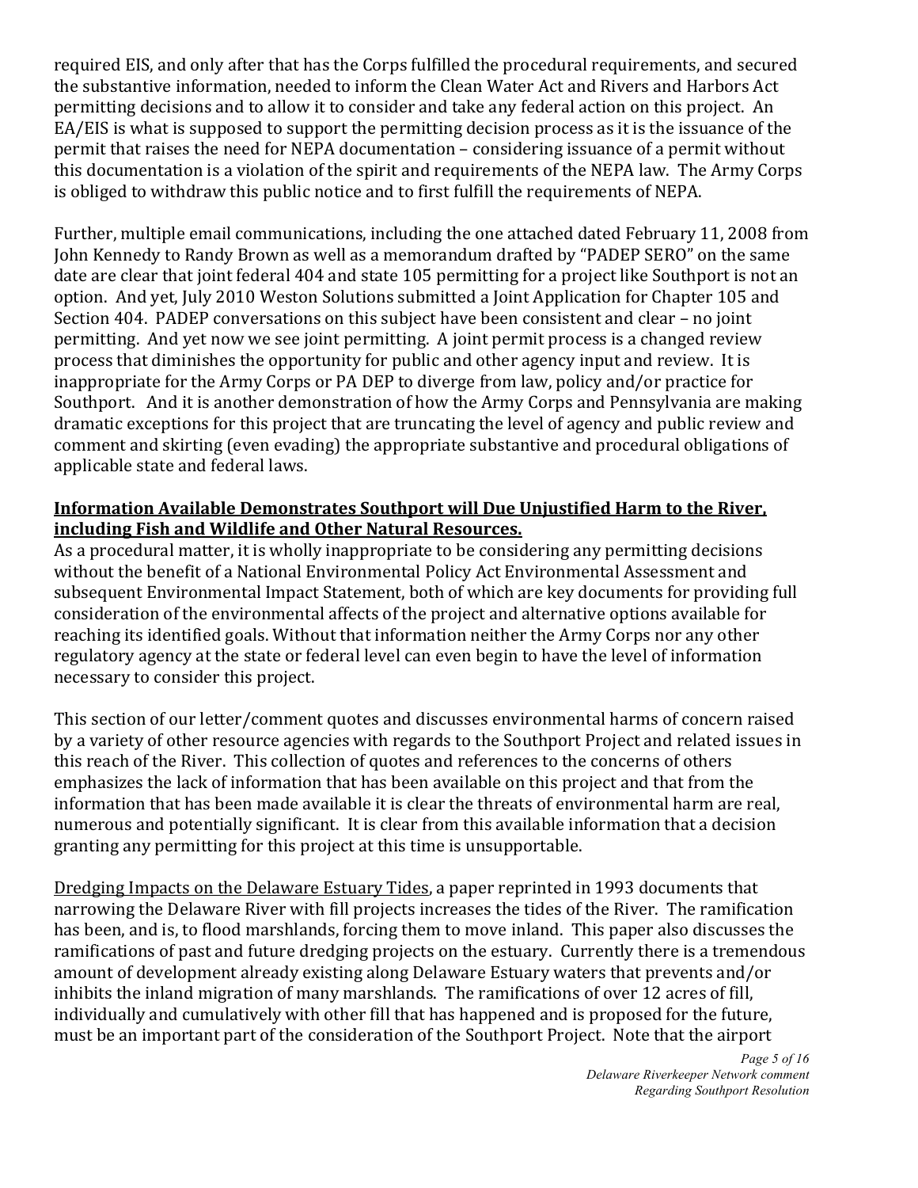required EIS, and only after that has the Corps fulfilled the procedural requirements, and secured the substantive information, needed to inform the Clean Water Act and Rivers and Harbors Act permitting decisions and to allow it to consider and take any federal action on this project. An EA/EIS is what is supposed to support the permitting decision process as it is the issuance of the permit that raises the need for NEPA documentation – considering issuance of a permit without this documentation is a violation of the spirit and requirements of the NEPA law. The Army Corps is obliged to withdraw this public notice and to first fulfill the requirements of NEPA.

Further, multiple email communications, including the one attached dated February 11, 2008 from John Kennedy to Randy Brown as well as a memorandum drafted by "PADEP SERO" on the same date are clear that joint federal 404 and state 105 permitting for a project like Southport is not an option. And yet, July 2010 Weston Solutions submitted a Joint Application for Chapter 105 and Section 404. PADEP conversations on this subject have been consistent and clear – no joint permitting. And yet now we see joint permitting. A joint permit process is a changed review process that diminishes the opportunity for public and other agency input and review. It is inappropriate for the Army Corps or PA DEP to diverge from law, policy and/or practice for Southport. And it is another demonstration of how the Army Corps and Pennsylvania are making dramatic exceptions for this project that are truncating the level of agency and public review and comment and skirting (even evading) the appropriate substantive and procedural obligations of applicable state and federal laws.

**Information Available Demonstrates Southport will Due Unjustified Harm to the River, including Fish and Wildlife and Other Natural Resources.**

As a procedural matter, it is wholly inappropriate to be considering any permitting decisions without the benefit of a National Environmental Policy Act Environmental Assessment and subsequent Environmental Impact Statement, both of which are key documents for providing full consideration of the environmental affects of the project and alternative options available for reaching its identified goals. Without that information neither the Army Corps nor any other regulatory agency at the state or federal level can even begin to have the level of information necessary to consider this project.

This section of our letter/comment quotes and discusses environmental harms of concern raised by a variety of other resource agencies with regards to the Southport Project and related issues in this reach of the River. This collection of quotes and references to the concerns of others emphasizes the lack of information that has been available on this project and that from the information that has been made available it is clear the threats of environmental harm are real, numerous and potentially significant. It is clear from this available information that a decision granting any permitting for this project at this time is unsupportable.

Dredging Impacts on the Delaware Estuary Tides, a paper reprinted in 1993 documents that narrowing the Delaware River with fill projects increases the tides of the River. The ramification has been, and is, to flood marshlands, forcing them to move inland. This paper also discusses the ramifications of past and future dredging projects on the estuary. Currently there is a tremendous amount of development already existing along Delaware Estuary waters that prevents and/or inhibits the inland migration of many marshlands. The ramifications of over 12 acres of fill, individually and cumulatively with other fill that has happened and is proposed for the future, must be an important part of the consideration of the Southport Project. Note that the airport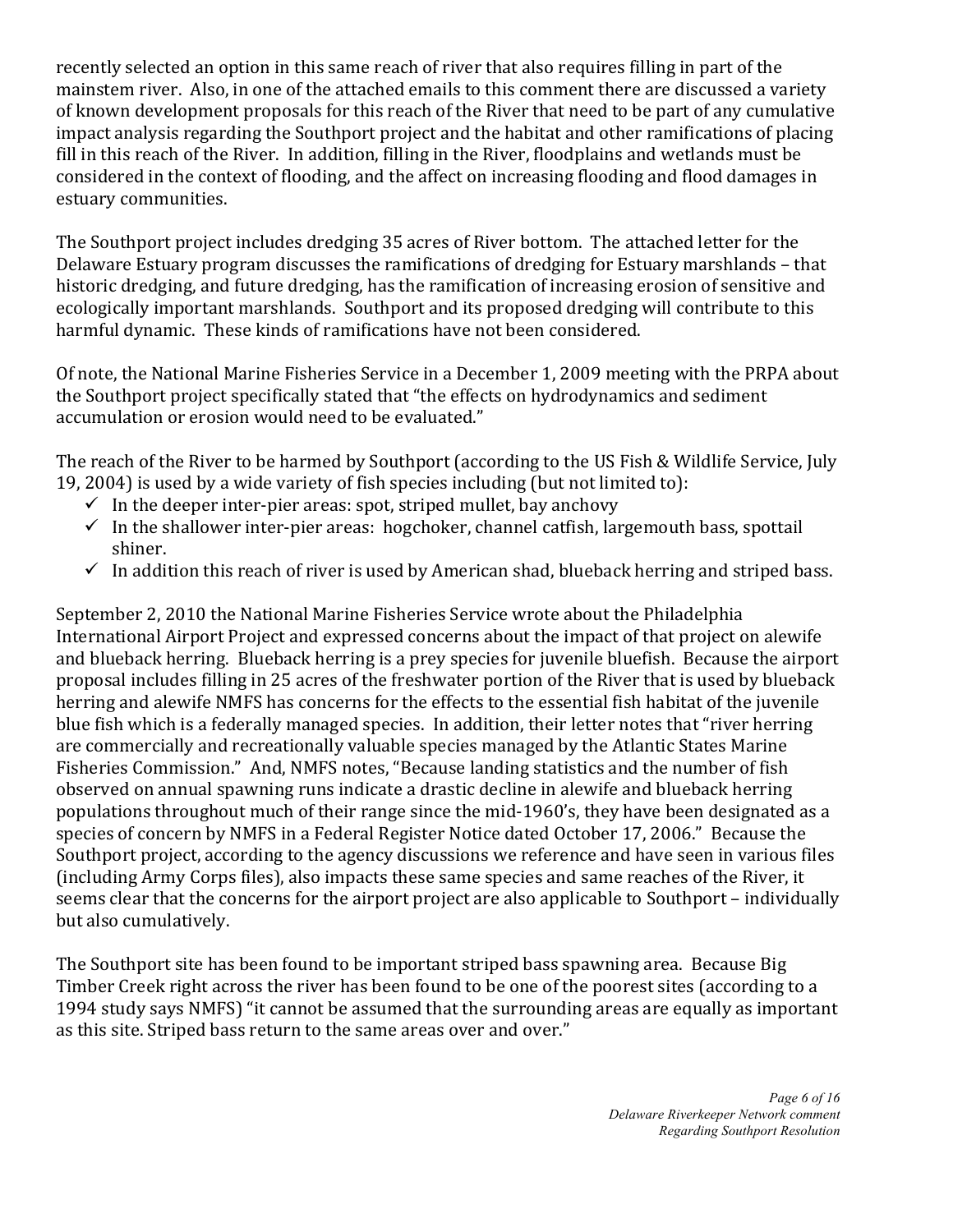recently selected an option in this same reach of river that also requires filling in part of the mainstem river. Also, in one of the attached emails to this comment there are discussed a variety of known development proposals for this reach of the River that need to be part of any cumulative impact analysis regarding the Southport project and the habitat and other ramifications of placing fill in this reach of the River. In addition, filling in the River, floodplains and wetlands must be considered in the context of flooding, and the affect on increasing flooding and flood damages in estuary communities.

The Southport project includes dredging 35 acres of River bottom. The attached letter for the Delaware Estuary program discusses the ramifications of dredging for Estuary marshlands – that historic dredging, and future dredging, has the ramification of increasing erosion of sensitive and ecologically important marshlands. Southport and its proposed dredging will contribute to this harmful dynamic. These kinds of ramifications have not been considered.

Of note, the National Marine Fisheries Service in a December 1, 2009 meeting with the PRPA about the Southport project specifically stated that "the effects on hydrodynamics and sediment accumulation or erosion would need to be evaluated."

The reach of the River to be harmed by Southport (according to the US Fish & Wildlife Service, July 19, 2004) is used by a wide variety of fish species including (but not limited to):

- ✓ In the deeper inter-pier areas: spot, striped mullet, bay anchovy
- ✓ In the shallower inter-pier areas: hogchoker, channel catfish, largemouth bass, spottail shiner.
- ✓ In addition this reach of river is used by American shad, blueback herring and striped bass.

September 2, 2010 the National Marine Fisheries Service wrote about the Philadelphia International Airport Project and expressed concerns about the impact of that project on alewife and blueback herring. Blueback herring is a prey species for juvenile bluefish. Because the airport proposal includes filling in 25 acres of the freshwater portion of the River that is used by blueback herring and alewife NMFS has concerns for the effects to the essential fish habitat of the juvenile blue fish which is a federally managed species. In addition, their letter notes that "river herring are commercially and recreationally valuable species managed by the Atlantic States Marine Fisheries Commission." And, NMFS notes, "Because landing statistics and the number of fish observed on annual spawning runs indicate a drastic decline in alewife and blueback herring populations throughout much of their range since the mid-1960's, they have been designated as a species of concern by NMFS in a Federal Register Notice dated October 17, 2006." Because the Southport project, according to the agency discussions we reference and have seen in various files (including Army Corps files), also impacts these same species and same reaches of the River, it seems clear that the concerns for the airport project are also applicable to Southport – individually but also cumulatively.

The Southport site has been found to be important striped bass spawning area. Because Big Timber Creek right across the river has been found to be one of the poorest sites (according to a 1994 study says NMFS) "it cannot be assumed that the surrounding areas are equally as important as this site. Striped bass return to the same areas over and over."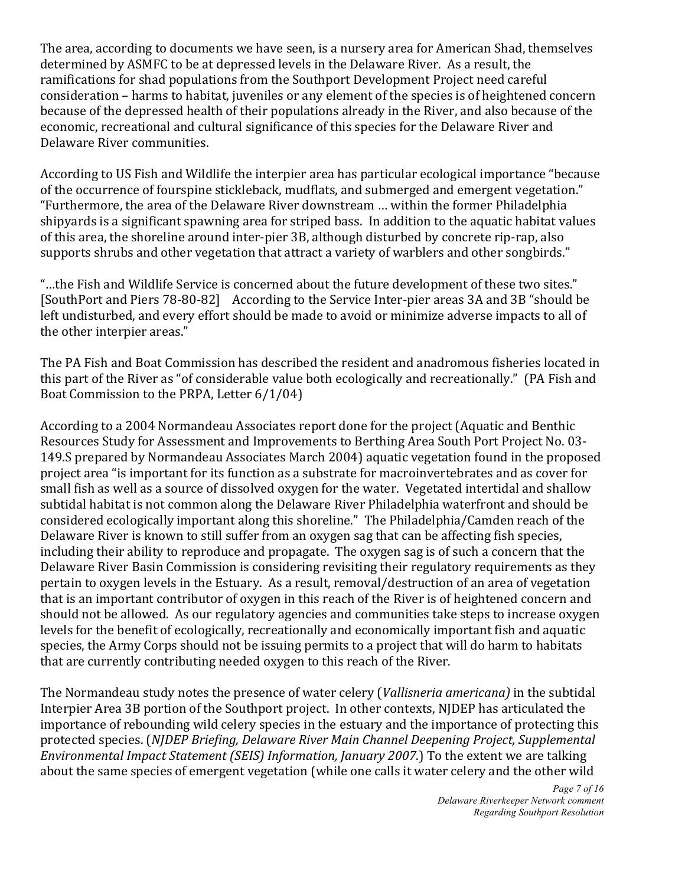The area, according to documents we have seen, is a nursery area for American Shad, themselves determined by ASMFC to be at depressed levels in the Delaware River. As a result, the ramifications for shad populations from the Southport Development Project need careful consideration – harms to habitat, juveniles or any element of the species is of heightened concern because of the depressed health of their populations already in the River, and also because of the economic, recreational and cultural significance of this species for the Delaware River and Delaware River communities.

According to US Fish and Wildlife the interpier area has particular ecological importance "because of the occurrence of fourspine stickleback, mudflats, and submerged and emergent vegetation." "Furthermore, the area of the Delaware River downstream … within the former Philadelphia shipyards is a significant spawning area for striped bass. In addition to the aquatic habitat values of this area, the shoreline around inter-pier 3B, although disturbed by concrete rip-rap, also supports shrubs and other vegetation that attract a variety of warblers and other songbirds."

"…the Fish and Wildlife Service is concerned about the future development of these two sites." [SouthPort and Piers 78-80-82] According to the Service Inter-pier areas 3A and 3B "should be left undisturbed, and every effort should be made to avoid or minimize adverse impacts to all of the other interpier areas."

The PA Fish and Boat Commission has described the resident and anadromous fisheries located in this part of the River as "of considerable value both ecologically and recreationally." (PA Fish and Boat Commission to the PRPA, Letter 6/1/04)

According to a 2004 Normandeau Associates report done for the project (Aquatic and Benthic Resources Study for Assessment and Improvements to Berthing Area South Port Project No. 03-149.S prepared by Normandeau Associates March 2004) aquatic vegetation found in the proposed project area "is important for its function as a substrate for macroinvertebrates and as cover for small fish as well as a source of dissolved oxygen for the water. Vegetated intertidal and shallow subtidal habitat is not common along the Delaware River Philadelphia waterfront and should be considered ecologically important along this shoreline." The Philadelphia/Camden reach of the Delaware River is known to still suffer from an oxygen sag that can be affecting fish species, including their ability to reproduce and propagate. The oxygen sag is of such a concern that the Delaware River Basin Commission is considering revisiting their regulatory requirements as they pertain to oxygen levels in the Estuary. As a result, removal/destruction of an area of vegetation that is an important contributor of oxygen in this reach of the River is of heightened concern and should not be allowed. As our regulatory agencies and communities take steps to increase oxygen levels for the benefit of ecologically, recreationally and economically important fish and aquatic species, the Army Corps should not be issuing permits to a project that will do harm to habitats that are currently contributing needed oxygen to this reach of the River.

The Normandeau study notes the presence of water celery (*Vallisneria americana)* in the subtidal Interpier Area 3B portion of the Southport project. In other contexts, NJDEP has articulated the importance of rebounding wild celery species in the estuary and the importance of protecting this protected species. (*NJDEP Briefing, Delaware River Main Channel Deepening Project, Supplemental Environmental Impact Statement (SEIS) Information, January 2007*.) To the extent we are talking about the same species of emergent vegetation (while one calls it water celery and the other wild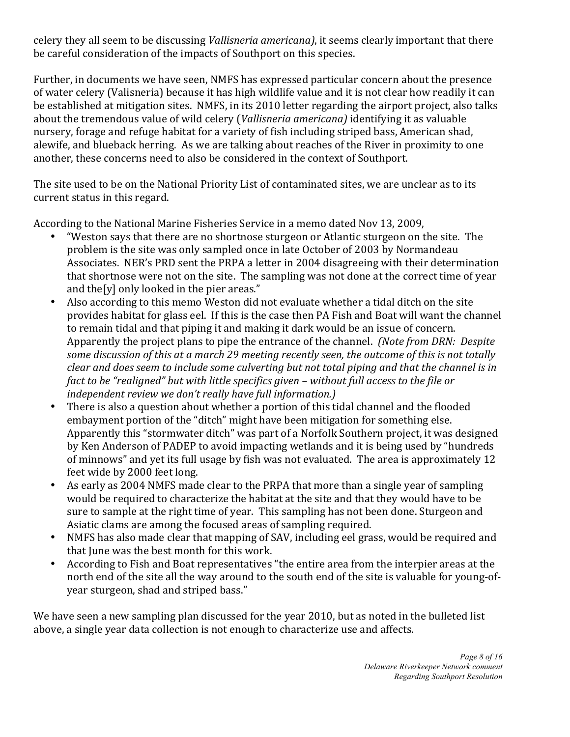celery they all seem to be discussing *Vallisneria americana)*, it seems clearly important that there be careful consideration of the impacts of Southport on this species.

Further, in documents we have seen, NMFS has expressed particular concern about the presence of water celery (Valisneria) because it has high wildlife value and it is not clear how readily it can be established at mitigation sites. NMFS, in its 2010 letter regarding the airport project, also talks about the tremendous value of wild celery (*Vallisneria americana)* identifying it as valuable nursery, forage and refuge habitat for a variety of fish including striped bass, American shad, alewife, and blueback herring. As we are talking about reaches of the River in proximity to one another, these concerns need to also be considered in the context of Southport.

The site used to be on the National Priority List of contaminated sites, we are unclear as to its current status in this regard.

According to the National Marine Fisheries Service in a memo dated Nov 13, 2009,

- "Weston says that there are no shortnose sturgeon or Atlantic sturgeon on the site. The problem is the site was only sampled once in late October of 2003 by Normandeau Associates. NER's PRD sent the PRPA a letter in 2004 disagreeing with their determination that shortnose were not on the site. The sampling was not done at the correct time of year and the[y] only looked in the pier areas."
- Also according to this memo Weston did not evaluate whether a tidal ditch on the site provides habitat for glass eel. If this is the case then PA Fish and Boat will want the channel to remain tidal and that piping it and making it dark would be an issue of concern. Apparently the project plans to pipe the entrance of the channel. *(Note from DRN: Despite some discussion of this at a march 29 meeting recently seen, the outcome of this is not totally clear and does seem to include some culverting but not total piping and that the channel is in fact to be "realigned" but with little specifics given – without full access to the file or independent review we don't really have full information.)*
- There is also a question about whether a portion of this tidal channel and the flooded embayment portion of the "ditch" might have been mitigation for something else. Apparently this "stormwater ditch" was part of a Norfolk Southern project, it was designed by Ken Anderson of PADEP to avoid impacting wetlands and it is being used by "hundreds of minnows" and yet its full usage by fish was not evaluated. The area is approximately 12 feet wide by 2000 feet long.
- As early as 2004 NMFS made clear to the PRPA that more than a single year of sampling would be required to characterize the habitat at the site and that they would have to be sure to sample at the right time of year. This sampling has not been done. Sturgeon and Asiatic clams are among the focused areas of sampling required.
- NMFS has also made clear that mapping of SAV, including eel grass, would be required and that June was the best month for this work.
- According to Fish and Boat representatives "the entire area from the interpier areas at the north end of the site all the way around to the south end of the site is valuable for young-of-year sturgeon, shad and striped bass."

We have seen a new sampling plan discussed for the year 2010, but as noted in the bulleted list above, a single year data collection is not enough to characterize use and affects.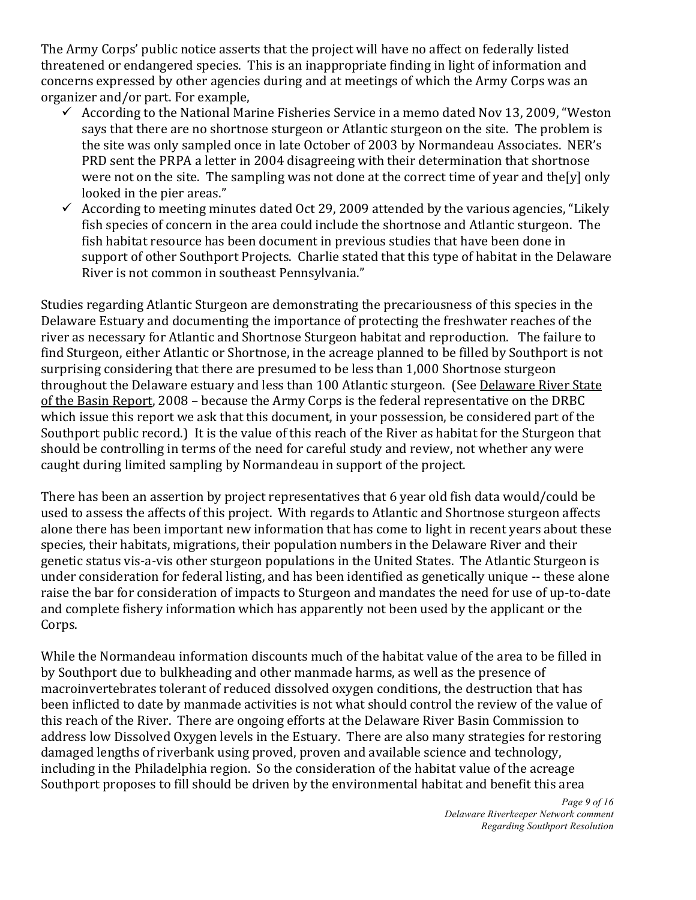The Army Corps' public notice asserts that the project will have no affect on federally listed threatened or endangered species. This is an inappropriate finding in light of information and concerns expressed by other agencies during and at meetings of which the Army Corps was an organizer and/or part. For example,

- ✓ According to the National Marine Fisheries Service in a memo dated Nov 13, 2009, "Weston says that there are no shortnose sturgeon or Atlantic sturgeon on the site. The problem is the site was only sampled once in late October of 2003 by Normandeau Associates. NER's PRD sent the PRPA a letter in 2004 disagreeing with their determination that shortnose were not on the site. The sampling was not done at the correct time of year and the[y] only looked in the pier areas."
- ✓ According to meeting minutes dated Oct 29, 2009 attended by the various agencies, "Likely fish species of concern in the area could include the shortnose and Atlantic sturgeon. The fish habitat resource has been document in previous studies that have been done in support of other Southport Projects. Charlie stated that this type of habitat in the Delaware River is not common in southeast Pennsylvania."

Studies regarding Atlantic Sturgeon are demonstrating the precariousness of this species in the Delaware Estuary and documenting the importance of protecting the freshwater reaches of the river as necessary for Atlantic and Shortnose Sturgeon habitat and reproduction. The failure to find Sturgeon, either Atlantic or Shortnose, in the acreage planned to be filled by Southport is not surprising considering that there are presumed to be less than 1,000 Shortnose sturgeon throughout the Delaware estuary and less than 100 Atlantic sturgeon. (See Delaware River State of the Basin Report, 2008 – because the Army Corps is the federal representative on the DRBC which issue this report we ask that this document, in your possession, be considered part of the Southport public record.) It is the value of this reach of the River as habitat for the Sturgeon that should be controlling in terms of the need for careful study and review, not whether any were caught during limited sampling by Normandeau in support of the project.

There has been an assertion by project representatives that 6 year old fish data would/could be used to assess the affects of this project. With regards to Atlantic and Shortnose sturgeon affects alone there has been important new information that has come to light in recent years about these species, their habitats, migrations, their population numbers in the Delaware River and their genetic status vis-a-vis other sturgeon populations in the United States. The Atlantic Sturgeon is under consideration for federal listing, and has been identified as genetically unique -- these alone raise the bar for consideration of impacts to Sturgeon and mandates the need for use of up-to-date and complete fishery information which has apparently not been used by the applicant or the Corps.

While the Normandeau information discounts much of the habitat value of the area to be filled in by Southport due to bulkheading and other manmade harms, as well as the presence of macroinvertebrates tolerant of reduced dissolved oxygen conditions, the destruction that has been inflicted to date by manmade activities is not what should control the review of the value of this reach of the River. There are ongoing efforts at the Delaware River Basin Commission to address low Dissolved Oxygen levels in the Estuary. There are also many strategies for restoring damaged lengths of riverbank using proved, proven and available science and technology, including in the Philadelphia region. So the consideration of the habitat value of the acreage Southport proposes to fill should be driven by the environmental habitat and benefit this area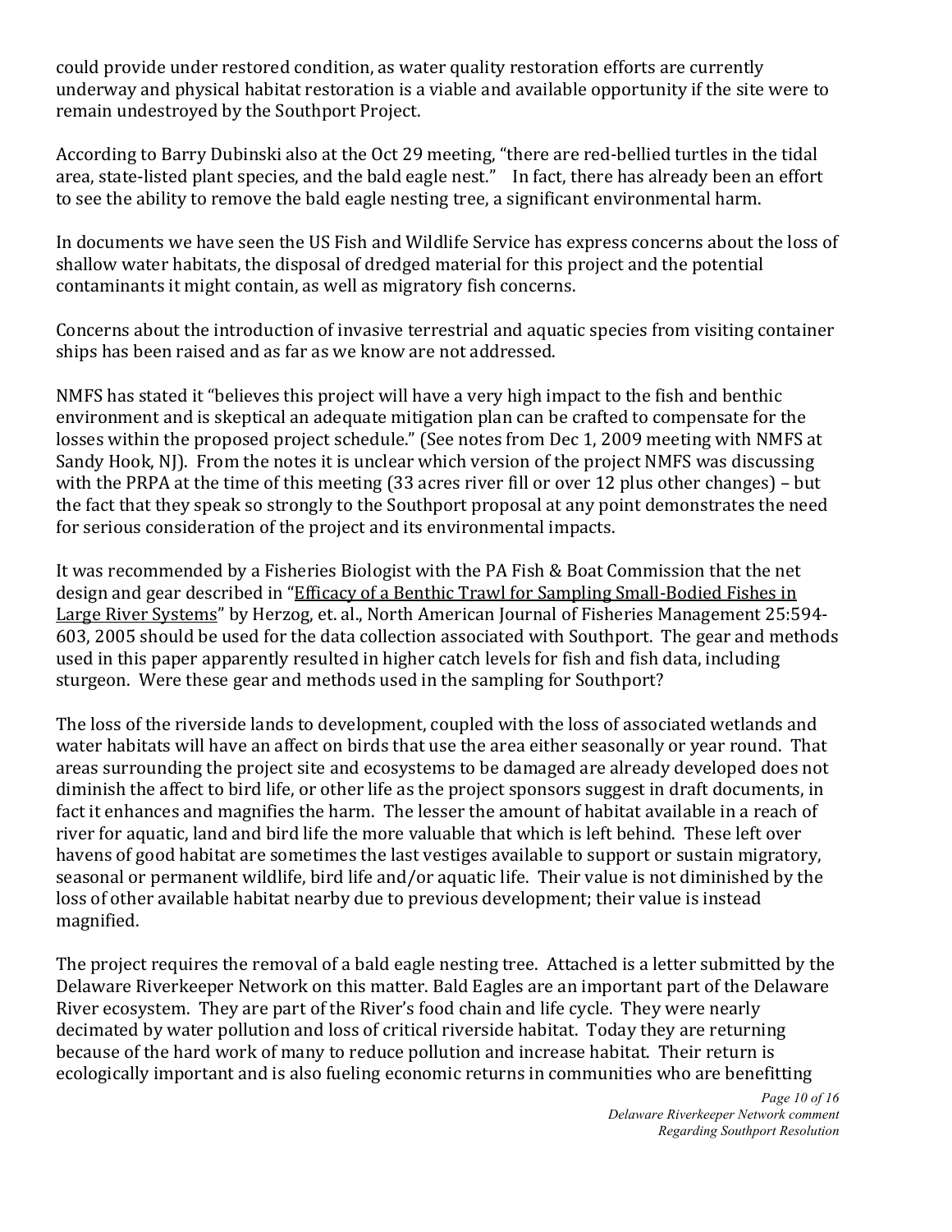could provide under restored condition, as water quality restoration efforts are currently underway and physical habitat restoration is a viable and available opportunity if the site were to remain undestroyed by the Southport Project.

According to Barry Dubinski also at the Oct 29 meeting, "there are red-bellied turtles in the tidal area, state-listed plant species, and the bald eagle nest." In fact, there has already been an effort to see the ability to remove the bald eagle nesting tree, a significant environmental harm.

In documents we have seen the US Fish and Wildlife Service has express concerns about the loss of shallow water habitats, the disposal of dredged material for this project and the potential contaminants it might contain, as well as migratory fish concerns.

Concerns about the introduction of invasive terrestrial and aquatic species from visiting container ships has been raised and as far as we know are not addressed.

NMFS has stated it "believes this project will have a very high impact to the fish and benthic environment and is skeptical an adequate mitigation plan can be crafted to compensate for the losses within the proposed project schedule." (See notes from Dec 1, 2009 meeting with NMFS at Sandy Hook, NJ). From the notes it is unclear which version of the project NMFS was discussing with the PRPA at the time of this meeting (33 acres river fill or over 12 plus other changes) – but the fact that they speak so strongly to the Southport proposal at any point demonstrates the need for serious consideration of the project and its environmental impacts.

It was recommended by a Fisheries Biologist with the PA Fish & Boat Commission that the net design and gear described in "Efficacy of a Benthic Trawl for Sampling Small-Bodied Fishes in Large River Systems" by Herzog, et. al., North American Journal of Fisheries Management 25:594-603, 2005 should be used for the data collection associated with Southport. The gear and methods used in this paper apparently resulted in higher catch levels for fish and fish data, including sturgeon. Were these gear and methods used in the sampling for Southport?

The loss of the riverside lands to development, coupled with the loss of associated wetlands and water habitats will have an affect on birds that use the area either seasonally or year round. That areas surrounding the project site and ecosystems to be damaged are already developed does not diminish the affect to bird life, or other life as the project sponsors suggest in draft documents, in fact it enhances and magnifies the harm. The lesser the amount of habitat available in a reach of river for aquatic, land and bird life the more valuable that which is left behind. These left over havens of good habitat are sometimes the last vestiges available to support or sustain migratory, seasonal or permanent wildlife, bird life and/or aquatic life. Their value is not diminished by the loss of other available habitat nearby due to previous development; their value is instead magnified.

The project requires the removal of a bald eagle nesting tree. Attached is a letter submitted by the Delaware Riverkeeper Network on this matter. Bald Eagles are an important part of the Delaware River ecosystem. They are part of the River's food chain and life cycle. They were nearly decimated by water pollution and loss of critical riverside habitat. Today they are returning because of the hard work of many to reduce pollution and increase habitat. Their return is ecologically important and is also fueling economic returns in communities who are benefitting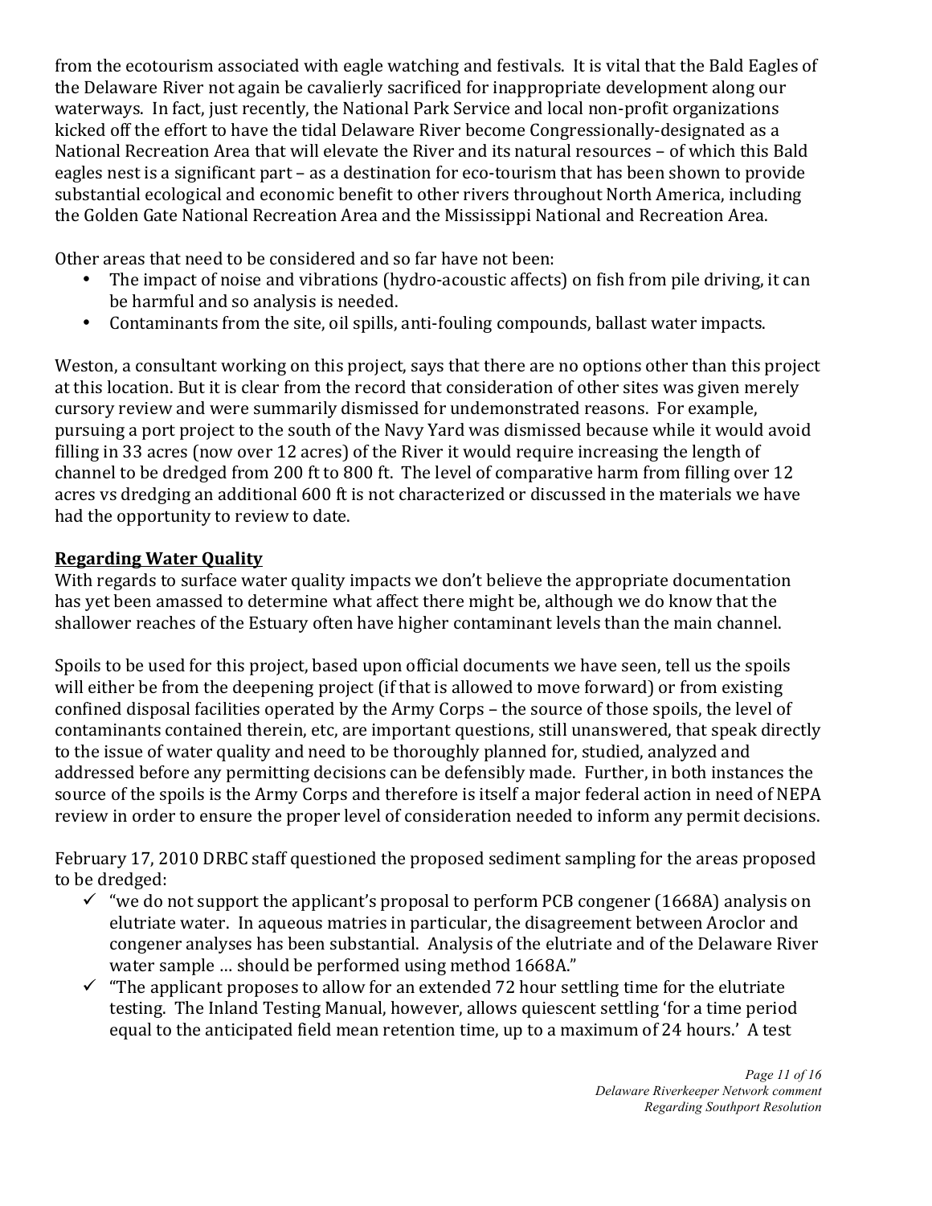from the ecotourism associated with eagle watching and festivals. It is vital that the Bald Eagles of the Delaware River not again be cavalierly sacrificed for inappropriate development along our waterways. In fact, just recently, the National Park Service and local non-profit organizations kicked off the effort to have the tidal Delaware River become Congressionally-designated as a National Recreation Area that will elevate the River and its natural resources – of which this Bald eagles nest is a significant part – as a destination for eco-tourism that has been shown to provide substantial ecological and economic benefit to other rivers throughout North America, including the Golden Gate National Recreation Area and the Mississippi National and Recreation Area.

Other areas that need to be considered and so far have not been:

- The impact of noise and vibrations (hydro-acoustic affects) on fish from pile driving, it can be harmful and so analysis is needed.
- Contaminants from the site, oil spills, anti-fouling compounds, ballast water impacts.

Weston, a consultant working on this project, says that there are no options other than this project at this location. But it is clear from the record that consideration of other sites was given merely cursory review and were summarily dismissed for undemonstrated reasons. For example, pursuing a port project to the south of the Navy Yard was dismissed because while it would avoid filling in 33 acres (now over 12 acres) of the River it would require increasing the length of channel to be dredged from 200 ft to 800 ft. The level of comparative harm from filling over 12 acres vs dredging an additional 600 ft is not characterized or discussed in the materials we have had the opportunity to review to date.

**Regarding Water Quality**

With regards to surface water quality impacts we don't believe the appropriate documentation has yet been amassed to determine what affect there might be, although we do know that the shallower reaches of the Estuary often have higher contaminant levels than the main channel.

Spoils to be used for this project, based upon official documents we have seen, tell us the spoils will either be from the deepening project (if that is allowed to move forward) or from existing confined disposal facilities operated by the Army Corps – the source of those spoils, the level of contaminants contained therein, etc, are important questions, still unanswered, that speak directly to the issue of water quality and need to be thoroughly planned for, studied, analyzed and addressed before any permitting decisions can be defensibly made. Further, in both instances the source of the spoils is the Army Corps and therefore is itself a major federal action in need of NEPA review in order to ensure the proper level of consideration needed to inform any permit decisions.

February 17, 2010 DRBC staff questioned the proposed sediment sampling for the areas proposed to be dredged:

- ✓ "we do not support the applicant's proposal to perform PCB congener (1668A) analysis on elutriate water. In aqueous matries in particular, the disagreement between Aroclor and congener analyses has been substantial. Analysis of the elutriate and of the Delaware River water sample … should be performed using method 1668A."
- ✓ "The applicant proposes to allow for an extended 72 hour settling time for the elutriate testing. The Inland Testing Manual, however, allows quiescent settling 'for a time period equal to the anticipated field mean retention time, up to a maximum of 24 hours.' A test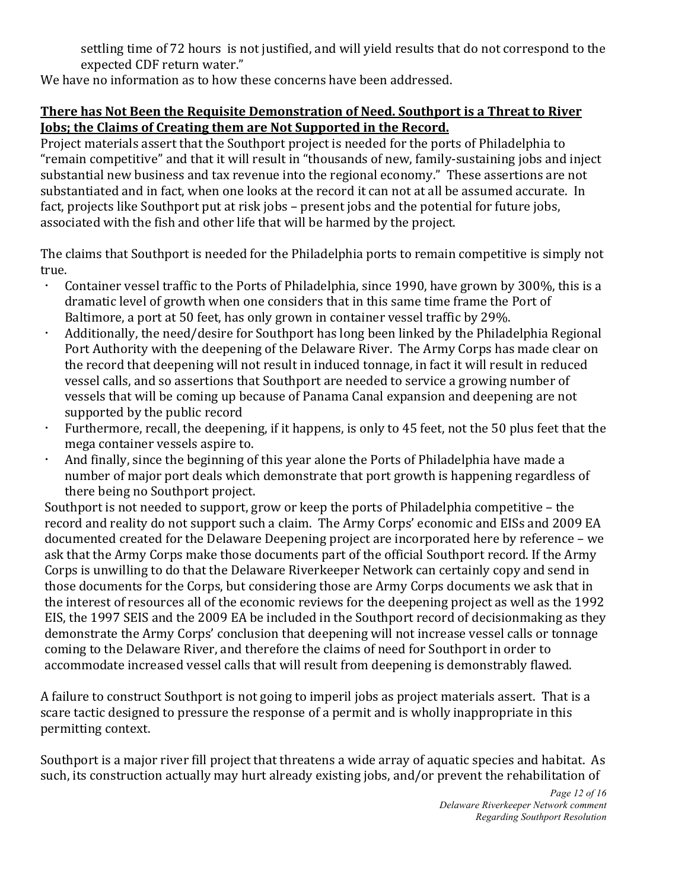settling time of 72 hours is not justified, and will yield results that do not correspond to the expected CDF return water."

We have no information as to how these concerns have been addressed.

**There has Not Been the Requisite Demonstration of Need. Southport is a Threat to River Jobs; the Claims of Creating them are Not Supported in the Record.**

Project materials assert that the Southport project is needed for the ports of Philadelphia to "remain competitive" and that it will result in "thousands of new, family-sustaining jobs and inject substantial new business and tax revenue into the regional economy." These assertions are not substantiated and in fact, when one looks at the record it can not at all be assumed accurate. In fact, projects like Southport put at risk jobs – present jobs and the potential for future jobs, associated with the fish and other life that will be harmed by the project.

The claims that Southport is needed for the Philadelphia ports to remain competitive is simply not true.

- Container vessel traffic to the Ports of Philadelphia, since 1990, have grown by 300%, this is a dramatic level of growth when one considers that in this same time frame the Port of Baltimore, a port at 50 feet, has only grown in container vessel traffic by 29%.
- Additionally, the need/desire for Southport has long been linked by the Philadelphia Regional Port Authority with the deepening of the Delaware River. The Army Corps has made clear on the record that deepening will not result in induced tonnage, in fact it will result in reduced vessel calls, and so assertions that Southport are needed to service a growing number of vessels that will be coming up because of Panama Canal expansion and deepening are not supported by the public record
- Furthermore, recall, the deepening, if it happens, is only to 45 feet, not the 50 plus feet that the mega container vessels aspire to.
- And finally, since the beginning of this year alone the Ports of Philadelphia have made a number of major port deals which demonstrate that port growth is happening regardless of there being no Southport project.

Southport is not needed to support, grow or keep the ports of Philadelphia competitive – the record and reality do not support such a claim. The Army Corps' economic and EISs and 2009 EA documented created for the Delaware Deepening project are incorporated here by reference – we ask that the Army Corps make those documents part of the official Southport record. If the Army Corps is unwilling to do that the Delaware Riverkeeper Network can certainly copy and send in those documents for the Corps, but considering those are Army Corps documents we ask that in the interest of resources all of the economic reviews for the deepening project as well as the 1992 EIS, the 1997 SEIS and the 2009 EA be included in the Southport record of decisionmaking as they demonstrate the Army Corps' conclusion that deepening will not increase vessel calls or tonnage coming to the Delaware River, and therefore the claims of need for Southport in order to accommodate increased vessel calls that will result from deepening is demonstrably flawed.

A failure to construct Southport is not going to imperil jobs as project materials assert. That is a scare tactic designed to pressure the response of a permit and is wholly inappropriate in this permitting context.

Southport is a major river fill project that threatens a wide array of aquatic species and habitat. As such, its construction actually may hurt already existing jobs, and/or prevent the rehabilitation of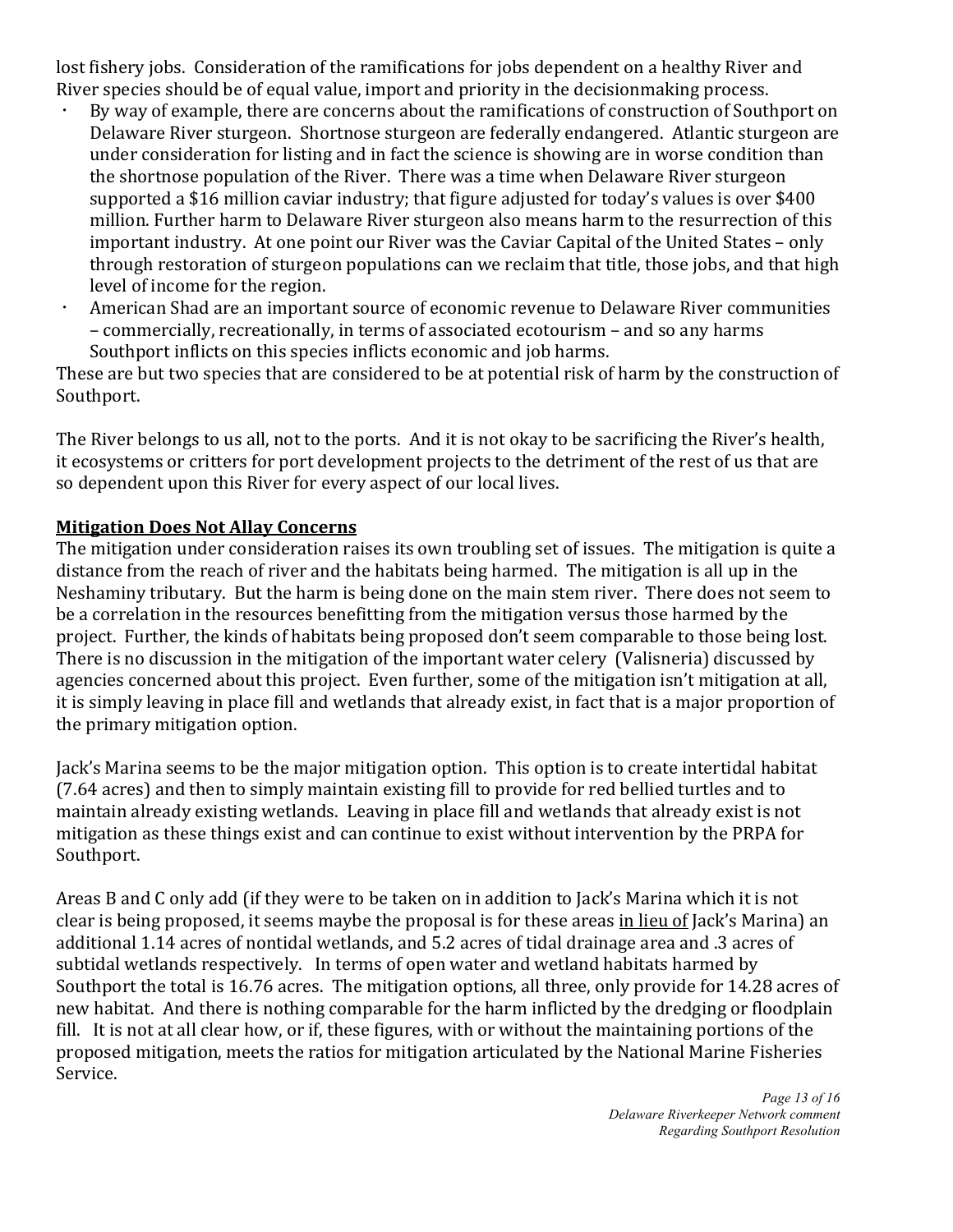lost fishery jobs. Consideration of the ramifications for jobs dependent on a healthy River and River species should be of equal value, import and priority in the decisionmaking process.

- By way of example, there are concerns about the ramifications of construction of Southport on Delaware River sturgeon. Shortnose sturgeon are federally endangered. Atlantic sturgeon are under consideration for listing and in fact the science is showing are in worse condition than the shortnose population of the River. There was a time when Delaware River sturgeon supported a $16 million caviar industry; that figure adjusted for today's values is over $400 million. Further harm to Delaware River sturgeon also means harm to the resurrection of this important industry. At one point our River was the Caviar Capital of the United States – only through restoration of sturgeon populations can we reclaim that title, those jobs, and that high level of income for the region.
- American Shad are an important source of economic revenue to Delaware River communities – commercially, recreationally, in terms of associated ecotourism – and so any harms Southport inflicts on this species inflicts economic and job harms.

These are but two species that are considered to be at potential risk of harm by the construction of Southport.

The River belongs to us all, not to the ports. And it is not okay to be sacrificing the River's health, it ecosystems or critters for port development projects to the detriment of the rest of us that are so dependent upon this River for every aspect of our local lives.

## Mitigation Does Not Allay Concerns

The mitigation under consideration raises its own troubling set of issues. The mitigation is quite a distance from the reach of river and the habitats being harmed. The mitigation is all up in the Neshaminy tributary. But the harm is being done on the main stem river. There does not seem to be a correlation in the resources benefitting from the mitigation versus those harmed by the project. Further, the kinds of habitats being proposed don't seem comparable to those being lost. There is no discussion in the mitigation of the important water celery (Valisneria) discussed by agencies concerned about this project. Even further, some of the mitigation isn't mitigation at all, it is simply leaving in place fill and wetlands that already exist, in fact that is a major proportion of the primary mitigation option.

Jack's Marina seems to be the major mitigation option. This option is to create intertidal habitat (7.64 acres) and then to simply maintain existing fill to provide for red bellied turtles and to maintain already existing wetlands. Leaving in place fill and wetlands that already exist is not mitigation as these things exist and can continue to exist without intervention by the PRPA for Southport.

Areas B and C only add (if they were to be taken on in addition to Jack's Marina which it is not clear is being proposed, it seems maybe the proposal is for these areas <u>in lieu of</u> Jack's Marina) an additional 1.14 acres of nontidal wetlands, and 5.2 acres of tidal drainage area and .3 acres of subtidal wetlands respectively. In terms of open water and wetland habitats harmed by Southport the total is 16.76 acres. The mitigation options, all three, only provide for 14.28 acres of new habitat. And there is nothing comparable for the harm inflicted by the dredging or floodplain fill. It is not at all clear how, or if, these figures, with or without the maintaining portions of the proposed mitigation, meets the ratios for mitigation articulated by the National Marine Fisheries Service.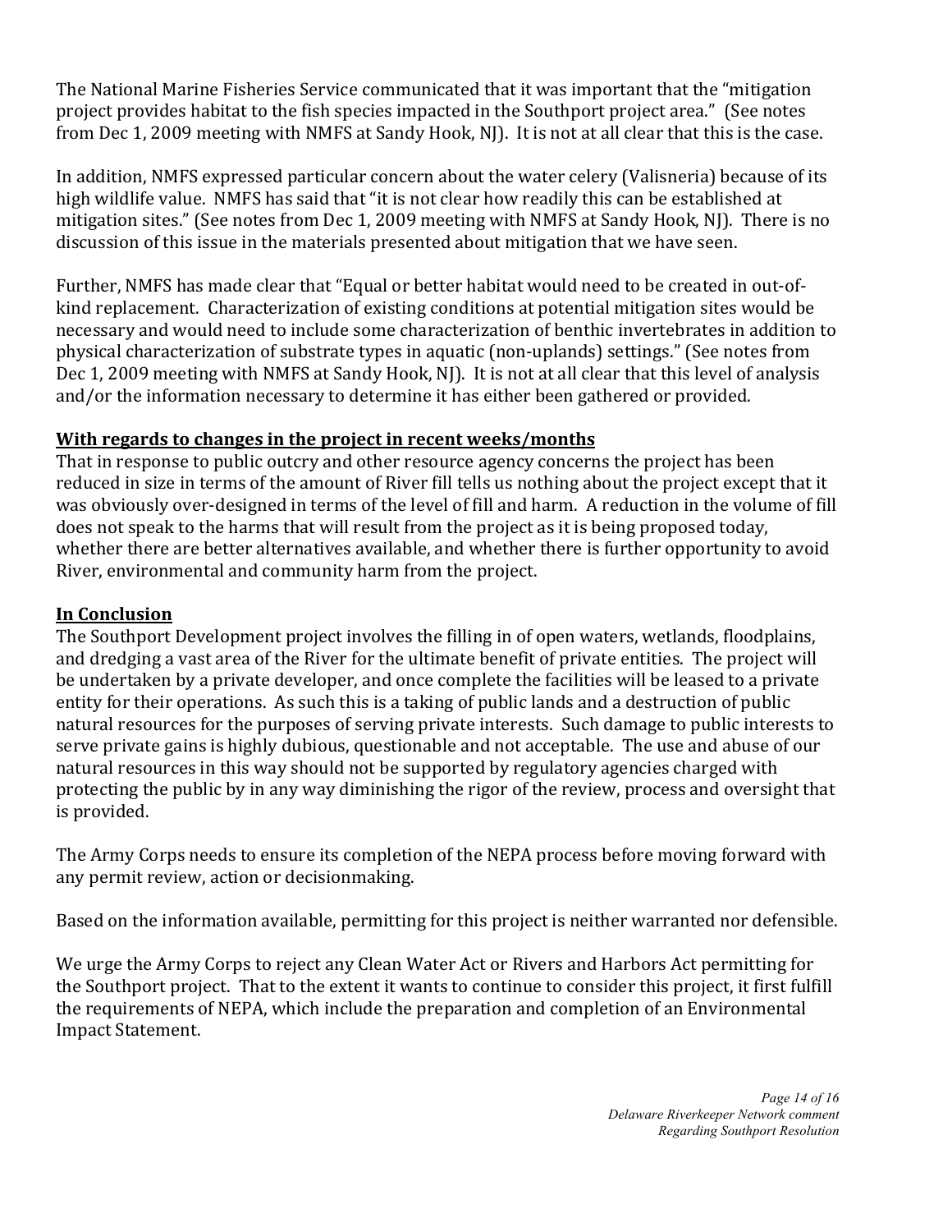The National Marine Fisheries Service communicated that it was important that the "mitigation project provides habitat to the fish species impacted in the Southport project area." (See notes from Dec 1, 2009 meeting with NMFS at Sandy Hook, NJ). It is not at all clear that this is the case.

In addition, NMFS expressed particular concern about the water celery (Valisneria) because of its high wildlife value. NMFS has said that "it is not clear how readily this can be established at mitigation sites." (See notes from Dec 1, 2009 meeting with NMFS at Sandy Hook, NJ). There is no discussion of this issue in the materials presented about mitigation that we have seen.

Further, NMFS has made clear that "Equal or better habitat would need to be created in out-of-kind replacement. Characterization of existing conditions at potential mitigation sites would be necessary and would need to include some characterization of benthic invertebrates in addition to physical characterization of substrate types in aquatic (non-uplands) settings." (See notes from Dec 1, 2009 meeting with NMFS at Sandy Hook, NJ). It is not at all clear that this level of analysis and/or the information necessary to determine it has either been gathered or provided.

**With regards to changes in the project in recent weeks/months**

That in response to public outcry and other resource agency concerns the project has been reduced in size in terms of the amount of River fill tells us nothing about the project except that it was obviously over-designed in terms of the level of fill and harm. A reduction in the volume of fill does not speak to the harms that will result from the project as it is being proposed today, whether there are better alternatives available, and whether there is further opportunity to avoid River, environmental and community harm from the project.

**In Conclusion**

The Southport Development project involves the filling in of open waters, wetlands, floodplains, and dredging a vast area of the River for the ultimate benefit of private entities. The project will be undertaken by a private developer, and once complete the facilities will be leased to a private entity for their operations. As such this is a taking of public lands and a destruction of public natural resources for the purposes of serving private interests. Such damage to public interests to serve private gains is highly dubious, questionable and not acceptable. The use and abuse of our natural resources in this way should not be supported by regulatory agencies charged with protecting the public by in any way diminishing the rigor of the review, process and oversight that is provided.

The Army Corps needs to ensure its completion of the NEPA process before moving forward with any permit review, action or decisionmaking.

Based on the information available, permitting for this project is neither warranted nor defensible.

We urge the Army Corps to reject any Clean Water Act or Rivers and Harbors Act permitting for the Southport project. That to the extent it wants to continue to consider this project, it first fulfill the requirements of NEPA, which include the preparation and completion of an Environmental Impact Statement.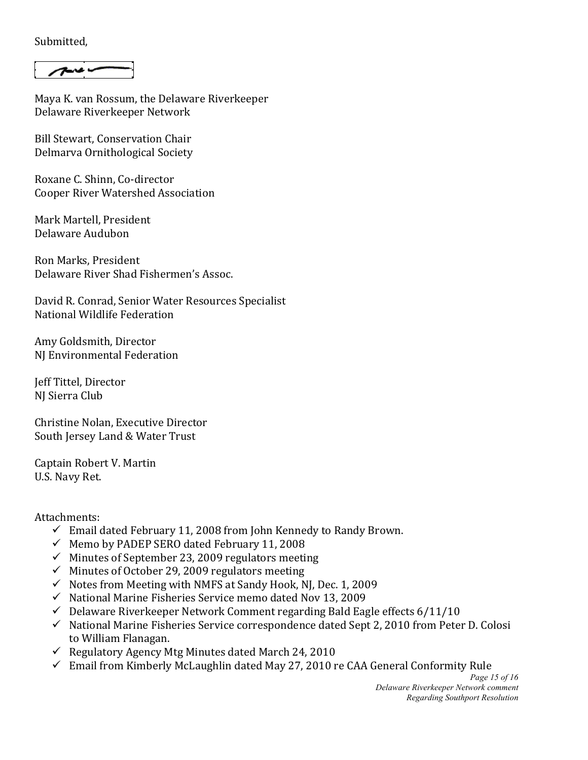Submitted,

Maya K. van Rossum, the Delaware Riverkeeper
Delaware Riverkeeper Network

Bill Stewart, Conservation Chair
Delmarva Ornithological Society

Roxane C. Shinn, Co-director
Cooper River Watershed Association

Mark Martell, President
Delaware Audubon

Ron Marks, President
Delaware River Shad Fishermen's Assoc.

David R. Conrad, Senior Water Resources Specialist
National Wildlife Federation

Amy Goldsmith, Director
NJ Environmental Federation

Jeff Tittel, Director
NJ Sierra Club

Christine Nolan, Executive Director
South Jersey Land & Water Trust

Captain Robert V. Martin
U.S. Navy Ret.

Attachments:

- ✓ Email dated February 11, 2008 from John Kennedy to Randy Brown.
- ✓ Memo by PADEP SERO dated February 11, 2008
- ✓ Minutes of September 23, 2009 regulators meeting
- ✓ Minutes of October 29, 2009 regulators meeting
- ✓ Notes from Meeting with NMFS at Sandy Hook, NJ, Dec. 1, 2009
- ✓ National Marine Fisheries Service memo dated Nov 13, 2009
- ✓ Delaware Riverkeeper Network Comment regarding Bald Eagle effects 6/11/10
- ✓ National Marine Fisheries Service correspondence dated Sept 2, 2010 from Peter D. Colosi to William Flanagan.
- ✓ Regulatory Agency Mtg Minutes dated March 24, 2010
- ✓ Email from Kimberly McLaughlin dated May 27, 2010 re CAA General Conformity Rule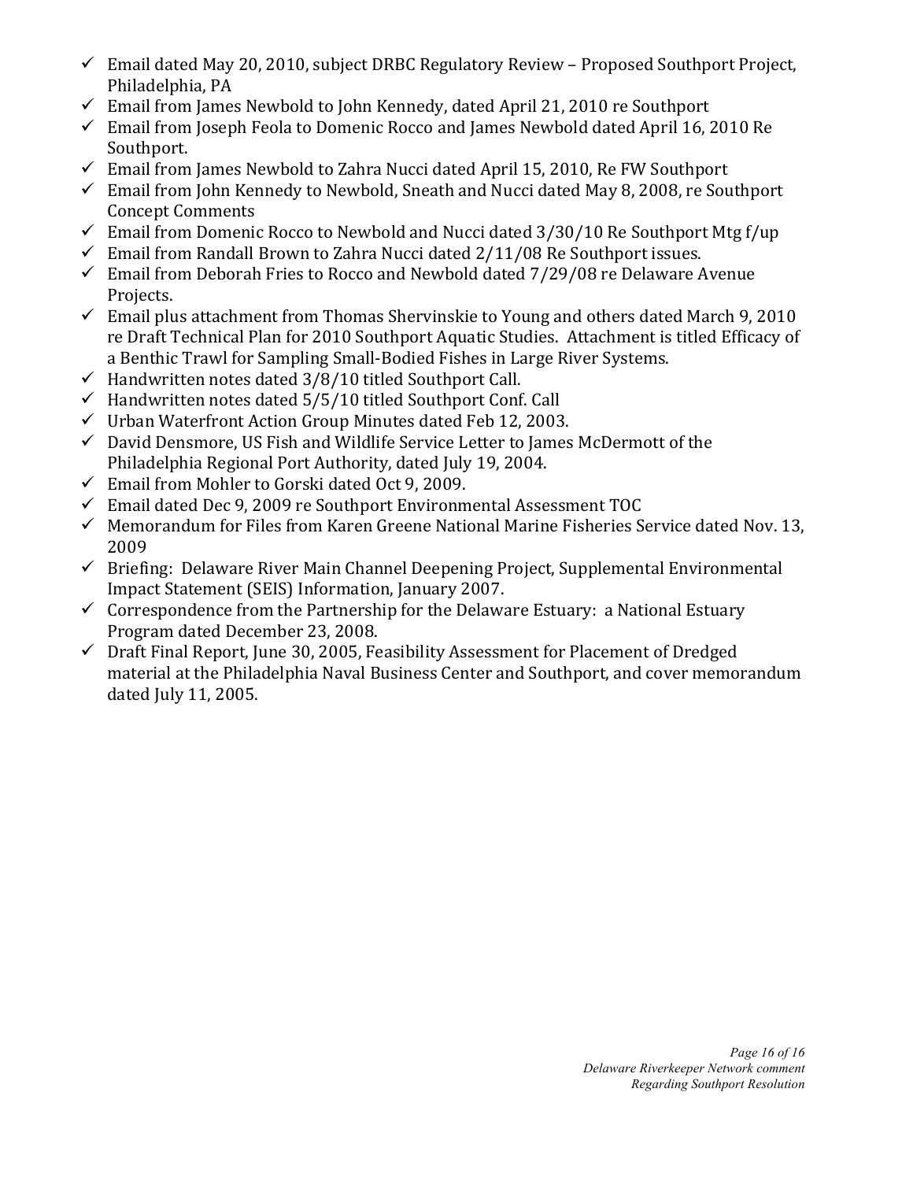- ✓ Email dated May 20, 2010, subject DRBC Regulatory Review – Proposed Southport Project, Philadelphia, PA
- ✓ Email from James Newbold to John Kennedy, dated April 21, 2010 re Southport
- ✓ Email from Joseph Feola to Domenic Rocco and James Newbold dated April 16, 2010 Re Southport.
- ✓ Email from James Newbold to Zahra Nucci dated April 15, 2010, Re FW Southport
- ✓ Email from John Kennedy to Newbold, Sneath and Nucci dated May 8, 2008, re Southport Concept Comments
- ✓ Email from Domenic Rocco to Newbold and Nucci dated 3/30/10 Re Southport Mtg f/up
- ✓ Email from Randall Brown to Zahra Nucci dated 2/11/08 Re Southport issues.
- ✓ Email from Deborah Fries to Rocco and Newbold dated 7/29/08 re Delaware Avenue Projects.
- ✓ Email plus attachment from Thomas Shervinskie to Young and others dated March 9, 2010 re Draft Technical Plan for 2010 Southport Aquatic Studies. Attachment is titled Efficacy of a Benthic Trawl for Sampling Small-Bodied Fishes in Large River Systems.
- ✓ Handwritten notes dated 3/8/10 titled Southport Call.
- ✓ Handwritten notes dated 5/5/10 titled Southport Conf. Call
- ✓ Urban Waterfront Action Group Minutes dated Feb 12, 2003.
- ✓ David Densmore, US Fish and Wildlife Service Letter to James McDermott of the Philadelphia Regional Port Authority, dated July 19, 2004.
- ✓ Email from Mohler to Gorski dated Oct 9, 2009.
- ✓ Email dated Dec 9, 2009 re Southport Environmental Assessment TOC
- ✓ Memorandum for Files from Karen Greene National Marine Fisheries Service dated Nov. 13, 2009
- ✓ Briefing: Delaware River Main Channel Deepening Project, Supplemental Environmental Impact Statement (SEIS) Information, January 2007.
- ✓ Correspondence from the Partnership for the Delaware Estuary: a National Estuary Program dated December 23, 2008.
- ✓ Draft Final Report, June 30, 2005, Feasibility Assessment for Placement of Dredged material at the Philadelphia Naval Business Center and Southport, and cover memorandum dated July 11, 2005.